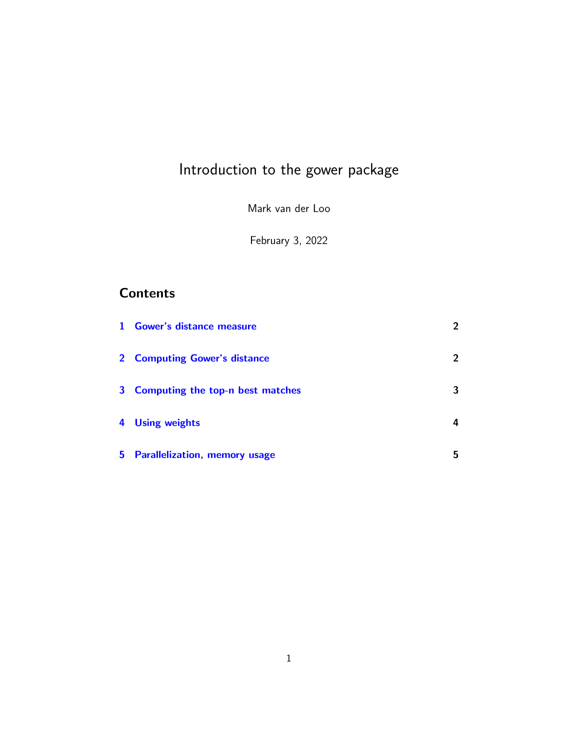# Introduction to the gower package

Mark van der Loo

February 3, 2022

## Contents

| | | |
|---|---|---|
| 1 | Gower's distance measure | 2 |
| 2 | Computing Gower's distance | 2 |
| 3 | Computing the top-n best matches | 3 |
| 4 | Using weights | 4 |
| 5 | Parallelization, memory usage | 5 |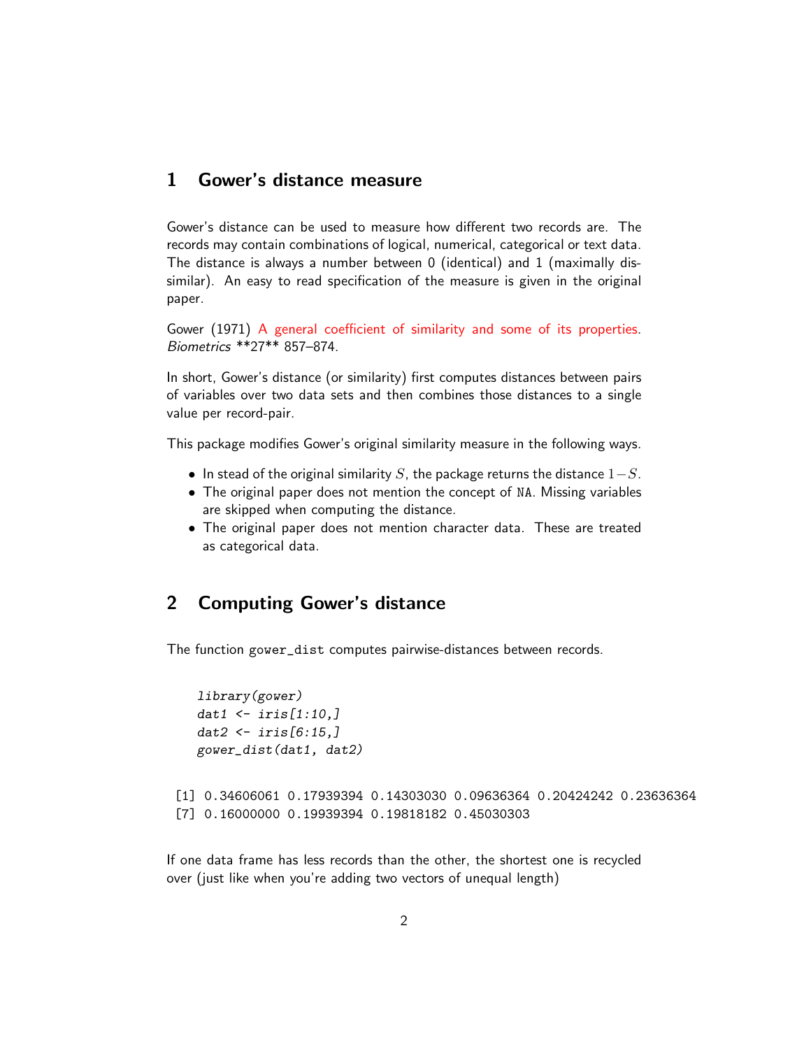# 1 Gower's distance measure

Gower's distance can be used to measure how different two records are. The records may contain combinations of logical, numerical, categorical or text data. The distance is always a number between 0 (identical) and 1 (maximally dissimilar). An easy to read specification of the measure is given in the original paper.

Gower (1971) A general coefficient of similarity and some of its properties. *Biometrics* **27** 857–874.

In short, Gower's distance (or similarity) first computes distances between pairs of variables over two data sets and then combines those distances to a single value per record-pair.

This package modifies Gower's original similarity measure in the following ways.

- In stead of the original similarity $S$, the package returns the distance $1-S$.
- The original paper does not mention the concept of NA. Missing variables are skipped when computing the distance.
- The original paper does not mention character data. These are treated as categorical data.

# 2 Computing Gower's distance

The function gower_dist computes pairwise-distances between records.

```
library(gower)
dat1 <- iris[1:10,]
dat2 <- iris[6:15,]
gower_dist(dat1, dat2)
```

```
[1] 0.34606061 0.17939394 0.14303030 0.09636364 0.20424242 0.23636364
[7] 0.16000000 0.19939394 0.19818182 0.45030303
```

If one data frame has less records than the other, the shortest one is recycled over (just like when you're adding two vectors of unequal length)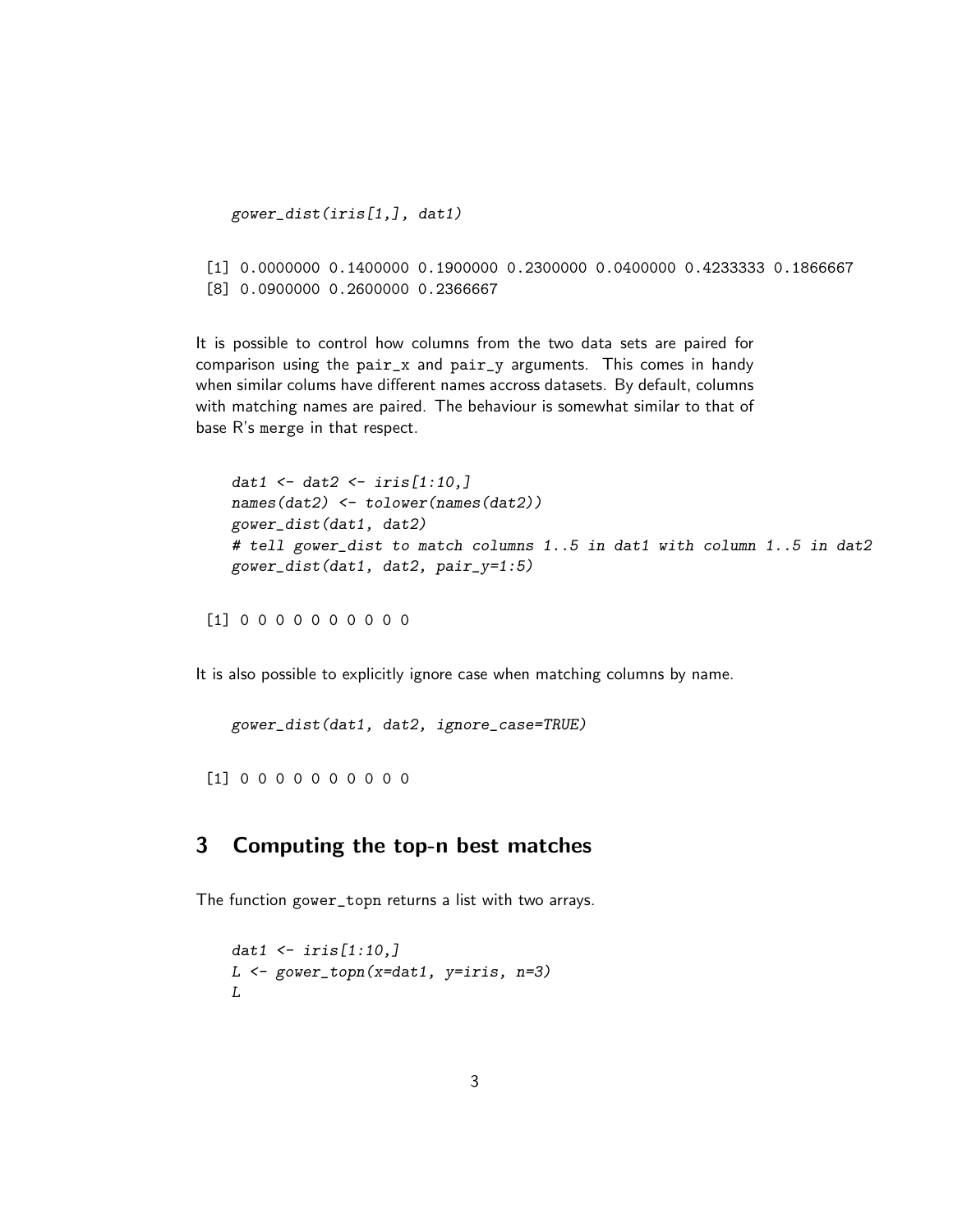```
gower_dist(iris[1,], dat1)
```

```
 [1] 0.0000000 0.1400000 0.1900000 0.2300000 0.0400000 0.4233333 0.1866667
 [8] 0.0900000 0.2600000 0.2366667
```

It is possible to control how columns from the two data sets are paired for comparison using the pair_x and pair_y arguments. This comes in handy when similar colums have different names accross datasets. By default, columns with matching names are paired. The behaviour is somewhat similar to that of base R's merge in that respect.

```
dat1 <- dat2 <- iris[1:10,]
names(dat2) <- tolower(names(dat2))
gower_dist(dat1, dat2)
# tell gower_dist to match columns 1..5 in dat1 with column 1..5 in dat2
gower_dist(dat1, dat2, pair_y=1:5)
```

```
 [1] 0 0 0 0 0 0 0 0 0 0
```

It is also possible to explicitly ignore case when matching columns by name.

```
gower_dist(dat1, dat2, ignore_case=TRUE)
```

```
 [1] 0 0 0 0 0 0 0 0 0 0
```

## 3 Computing the top-n best matches

The function gower_topn returns a list with two arrays.

```
dat1 <- iris[1:10,]
L <- gower_topn(x=dat1, y=iris, n=3)
L
```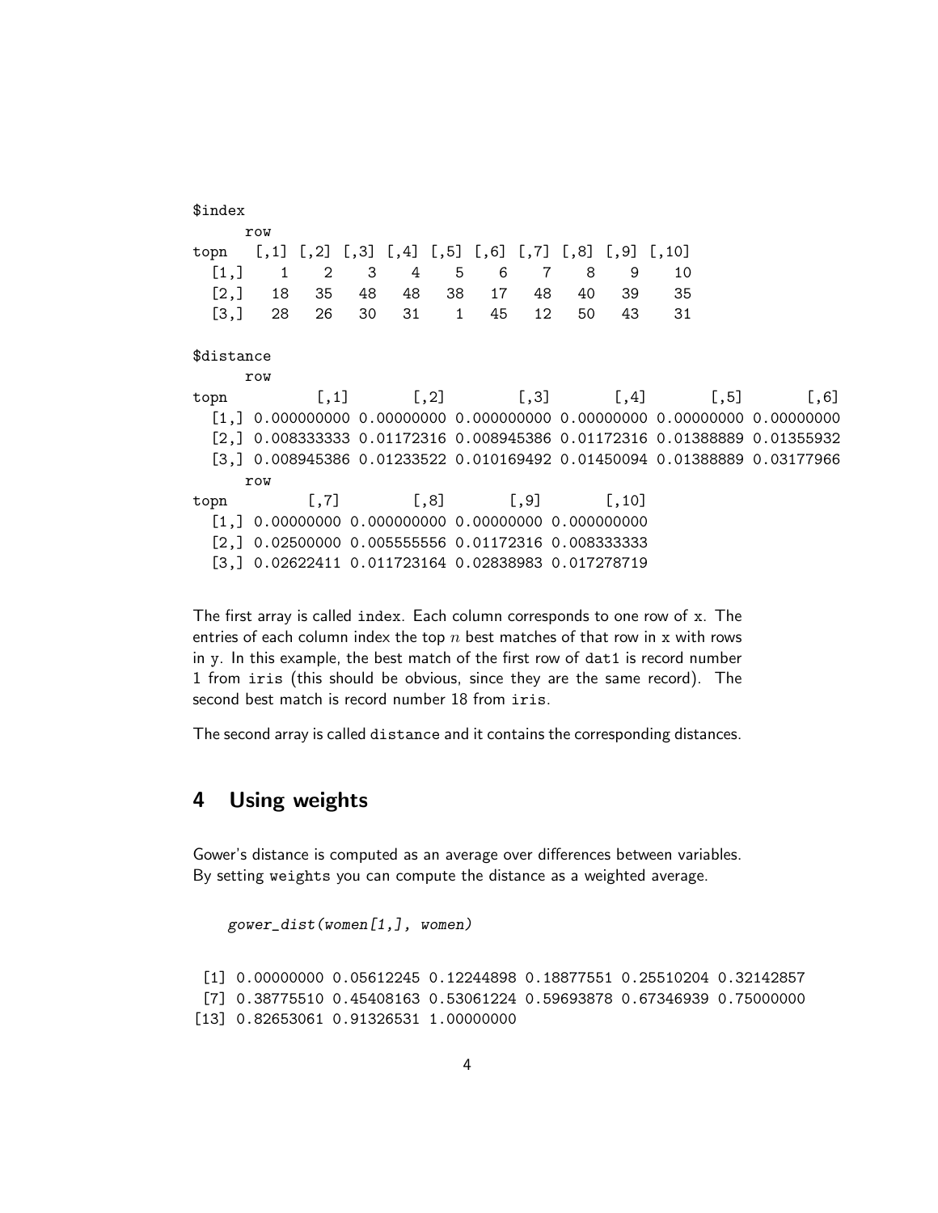```
$index
     row
topn   [,1] [,2] [,3] [,4] [,5] [,6] [,7] [,8] [,9] [,10]
  [1,]    1    2    3    4    5    6    7    8    9    10
  [2,]   18   35   48   48   38   17   48   40   39    35
  [3,]   28   26   30   31    1   45   12   50   43    31

$distance
     row
topn          [,1]       [,2]        [,3]       [,4]       [,5]       [,6]
  [1,] 0.000000000 0.00000000 0.000000000 0.00000000 0.00000000 0.00000000
  [2,] 0.008333333 0.01172316 0.008945386 0.01172316 0.01388889 0.01355932
  [3,] 0.008945386 0.01233522 0.010169492 0.01450094 0.01388889 0.03177966
     row
topn         [,7]        [,8]       [,9]       [,10]
  [1,] 0.00000000 0.000000000 0.00000000 0.000000000
  [2,] 0.02500000 0.005555556 0.01172316 0.008333333
  [3,] 0.02622411 0.011723164 0.02838983 0.017278719
```

The first array is called `index`. Each column corresponds to one row of `x`. The entries of each column index the top $n$ best matches of that row in `x` with rows in `y`. In this example, the best match of the first row of `dat1` is record number 1 from `iris` (this should be obvious, since they are the same record). The second best match is record number 18 from `iris`.

The second array is called `distance` and it contains the corresponding distances.

## 4 Using weights

Gower's distance is computed as an average over differences between variables. By setting `weights` you can compute the distance as a weighted average.

```
gower_dist(women[1,], women)
```

```
 [1] 0.00000000 0.05612245 0.12244898 0.18877551 0.25510204 0.32142857
 [7] 0.38775510 0.45408163 0.53061224 0.59693878 0.67346939 0.75000000
[13] 0.82653061 0.91326531 1.00000000
```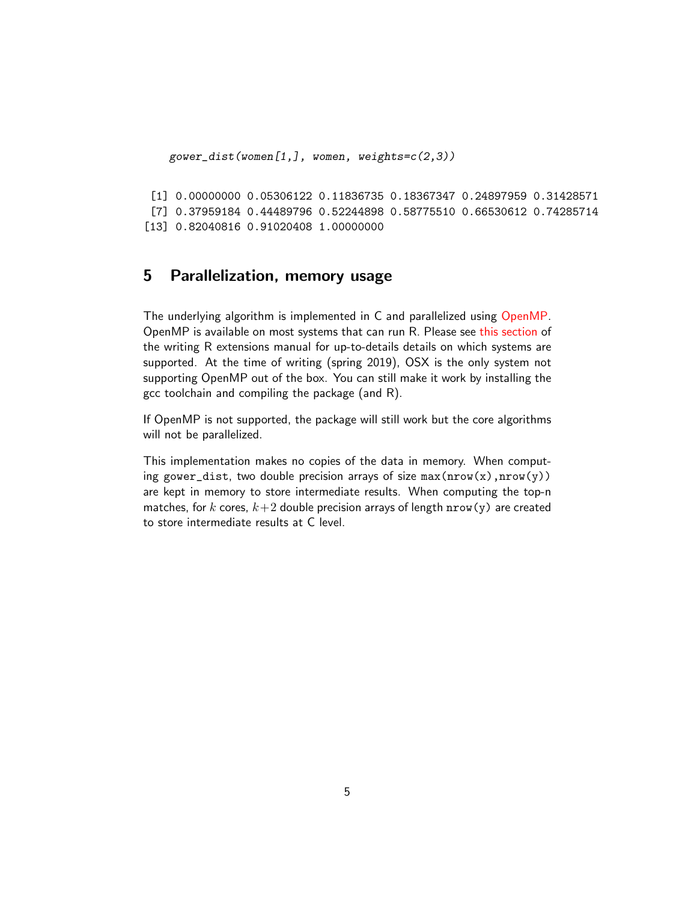```
gower_dist(women[1,], women, weights=c(2,3))
```

```
 [1] 0.00000000 0.05306122 0.11836735 0.18367347 0.24897959 0.31428571
 [7] 0.37959184 0.44489796 0.52244898 0.58775510 0.66530612 0.74285714
[13] 0.82040816 0.91020408 1.00000000
```

## 5 Parallelization, memory usage

The underlying algorithm is implemented in C and parallelized using OpenMP. OpenMP is available on most systems that can run R. Please see this section of the writing R extensions manual for up-to-details details on which systems are supported. At the time of writing (spring 2019), OSX is the only system not supporting OpenMP out of the box. You can still make it work by installing the gcc toolchain and compiling the package (and R).

If OpenMP is not supported, the package will still work but the core algorithms will not be parallelized.

This implementation makes no copies of the data in memory. When computing `gower_dist`, two double precision arrays of size `max(nrow(x),nrow(y))` are kept in memory to store intermediate results. When computing the top-n matches, for $k$ cores, $k+2$ double precision arrays of length `nrow(y)` are created to store intermediate results at C level.